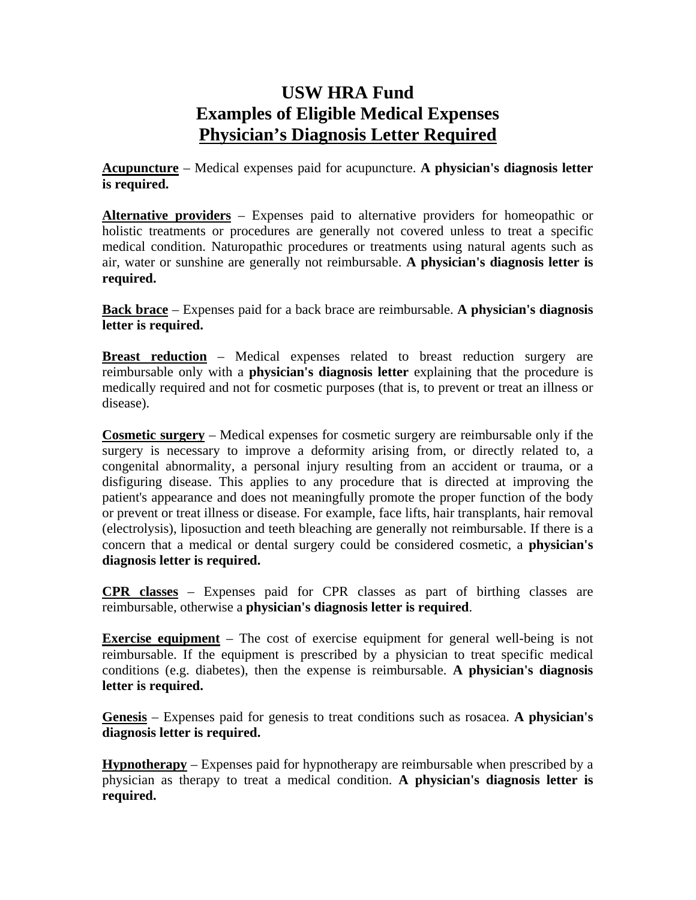# USW HRA Fund
# Examples of Eligible Medical Expenses
# Physician's Diagnosis Letter Required

**Acupuncture** – Medical expenses paid for acupuncture. **A physician's diagnosis letter is required.**

**Alternative providers** – Expenses paid to alternative providers for homeopathic or holistic treatments or procedures are generally not covered unless to treat a specific medical condition. Naturopathic procedures or treatments using natural agents such as air, water or sunshine are generally not reimbursable. **A physician's diagnosis letter is required.**

**Back brace** – Expenses paid for a back brace are reimbursable. **A physician's diagnosis letter is required.**

**Breast reduction** – Medical expenses related to breast reduction surgery are reimbursable only with a **physician's diagnosis letter** explaining that the procedure is medically required and not for cosmetic purposes (that is, to prevent or treat an illness or disease).

**Cosmetic surgery** – Medical expenses for cosmetic surgery are reimbursable only if the surgery is necessary to improve a deformity arising from, or directly related to, a congenital abnormality, a personal injury resulting from an accident or trauma, or a disfiguring disease. This applies to any procedure that is directed at improving the patient's appearance and does not meaningfully promote the proper function of the body or prevent or treat illness or disease. For example, face lifts, hair transplants, hair removal (electrolysis), liposuction and teeth bleaching are generally not reimbursable. If there is a concern that a medical or dental surgery could be considered cosmetic, a **physician's diagnosis letter is required.**

**CPR classes** – Expenses paid for CPR classes as part of birthing classes are reimbursable, otherwise a **physician's diagnosis letter is required**.

**Exercise equipment** – The cost of exercise equipment for general well-being is not reimbursable. If the equipment is prescribed by a physician to treat specific medical conditions (e.g. diabetes), then the expense is reimbursable. **A physician's diagnosis letter is required.**

**Genesis** – Expenses paid for genesis to treat conditions such as rosacea. **A physician's diagnosis letter is required.**

**Hypnotherapy** – Expenses paid for hypnotherapy are reimbursable when prescribed by a physician as therapy to treat a medical condition. **A physician's diagnosis letter is required.**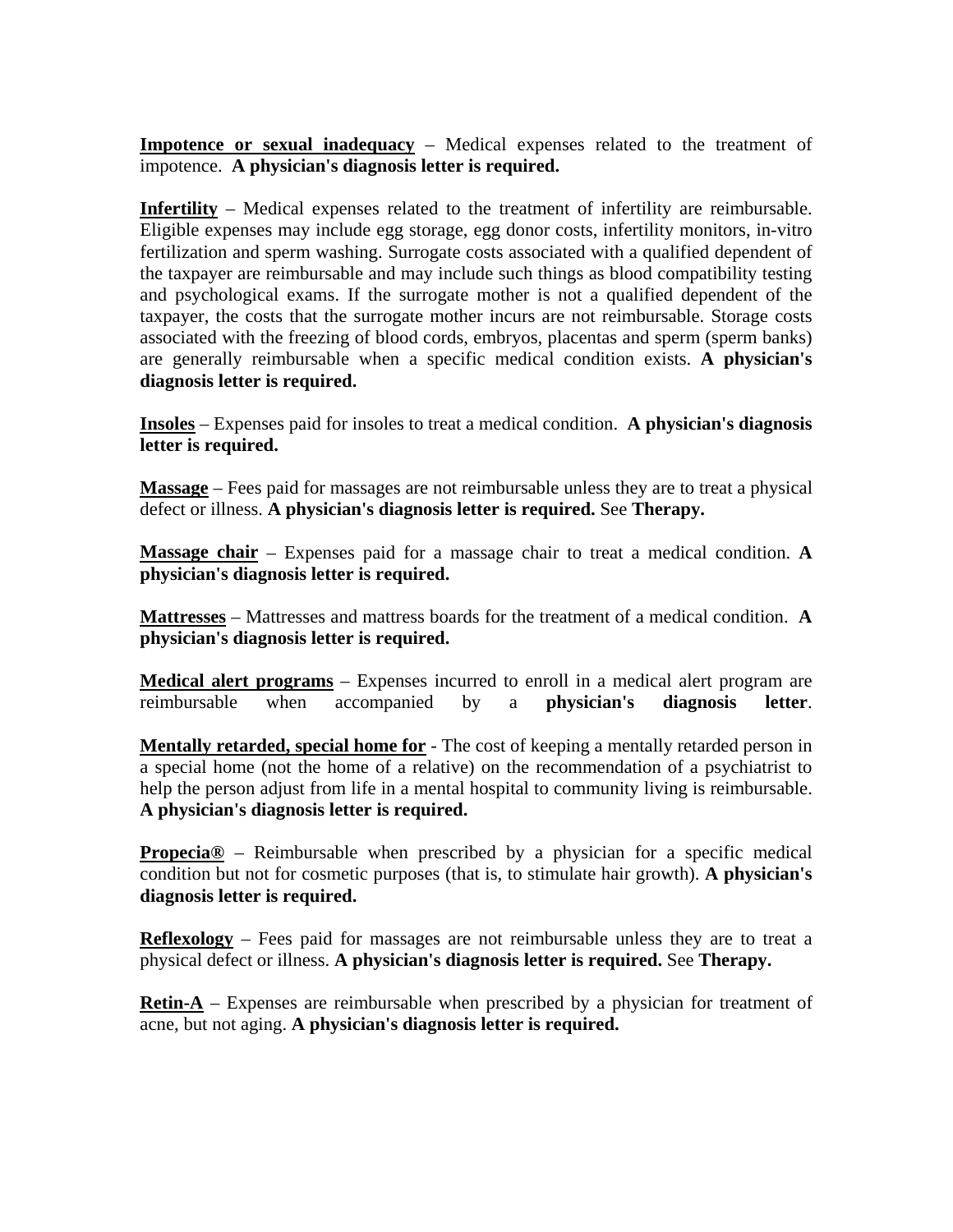<u>**Impotence or sexual inadequacy**</u> – Medical expenses related to the treatment of impotence. **A physician's diagnosis letter is required.**

<u>**Infertility**</u> – Medical expenses related to the treatment of infertility are reimbursable. Eligible expenses may include egg storage, egg donor costs, infertility monitors, in-vitro fertilization and sperm washing. Surrogate costs associated with a qualified dependent of the taxpayer are reimbursable and may include such things as blood compatibility testing and psychological exams. If the surrogate mother is not a qualified dependent of the taxpayer, the costs that the surrogate mother incurs are not reimbursable. Storage costs associated with the freezing of blood cords, embryos, placentas and sperm (sperm banks) are generally reimbursable when a specific medical condition exists. **A physician's diagnosis letter is required.**

<u>**Insoles**</u> – Expenses paid for insoles to treat a medical condition. **A physician's diagnosis letter is required.**

<u>**Massage**</u> – Fees paid for massages are not reimbursable unless they are to treat a physical defect or illness. **A physician's diagnosis letter is required.** See **Therapy.**

<u>**Massage chair**</u> – Expenses paid for a massage chair to treat a medical condition. **A physician's diagnosis letter is required.**

<u>**Mattresses**</u> – Mattresses and mattress boards for the treatment of a medical condition. **A physician's diagnosis letter is required.**

<u>**Medical alert programs**</u> – Expenses incurred to enroll in a medical alert program are reimbursable when accompanied by a **physician's diagnosis letter**.

<u>**Mentally retarded, special home for**</u> - The cost of keeping a mentally retarded person in a special home (not the home of a relative) on the recommendation of a psychiatrist to help the person adjust from life in a mental hospital to community living is reimbursable. **A physician's diagnosis letter is required.**

<u>**Propecia®**</u> – Reimbursable when prescribed by a physician for a specific medical condition but not for cosmetic purposes (that is, to stimulate hair growth). **A physician's diagnosis letter is required.**

<u>**Reflexology**</u> – Fees paid for massages are not reimbursable unless they are to treat a physical defect or illness. **A physician's diagnosis letter is required.** See **Therapy.**

<u>**Retin-A**</u> – Expenses are reimbursable when prescribed by a physician for treatment of acne, but not aging. **A physician's diagnosis letter is required.**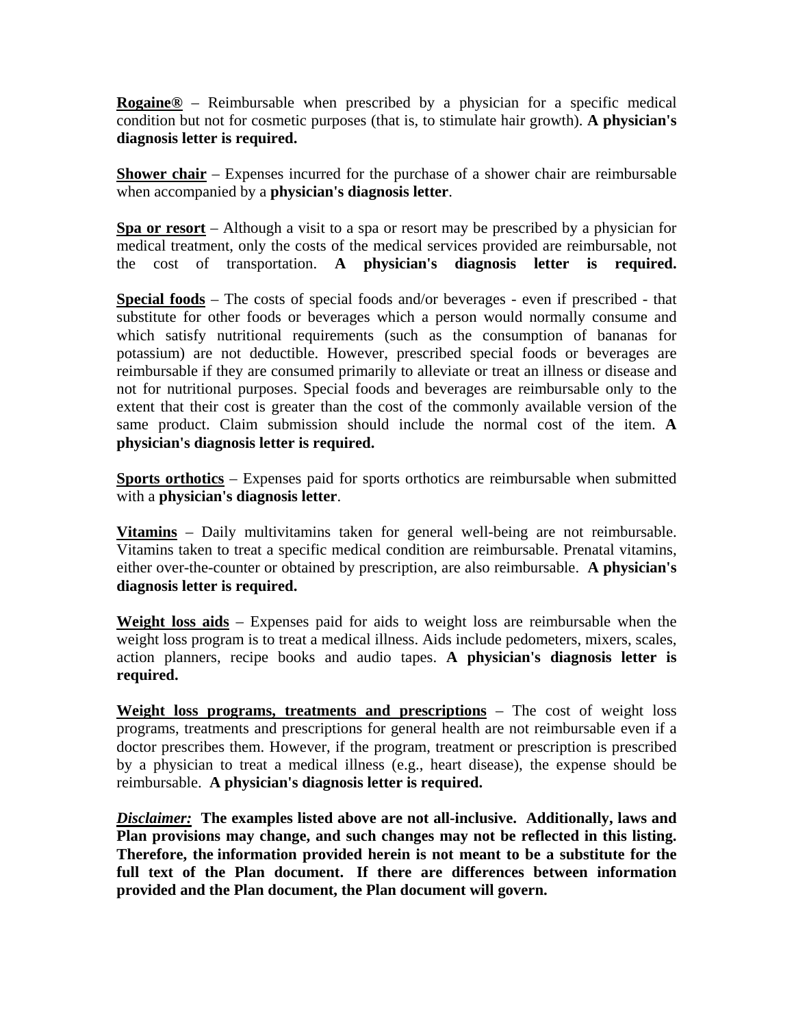**Rogaine®** – Reimbursable when prescribed by a physician for a specific medical condition but not for cosmetic purposes (that is, to stimulate hair growth). **A physician's diagnosis letter is required.**

**Shower chair** – Expenses incurred for the purchase of a shower chair are reimbursable when accompanied by a **physician's diagnosis letter**.

**Spa or resort** – Although a visit to a spa or resort may be prescribed by a physician for medical treatment, only the costs of the medical services provided are reimbursable, not the cost of transportation. **A physician's diagnosis letter is required.**

**Special foods** – The costs of special foods and/or beverages - even if prescribed - that substitute for other foods or beverages which a person would normally consume and which satisfy nutritional requirements (such as the consumption of bananas for potassium) are not deductible. However, prescribed special foods or beverages are reimbursable if they are consumed primarily to alleviate or treat an illness or disease and not for nutritional purposes. Special foods and beverages are reimbursable only to the extent that their cost is greater than the cost of the commonly available version of the same product. Claim submission should include the normal cost of the item. **A physician's diagnosis letter is required.**

**Sports orthotics** – Expenses paid for sports orthotics are reimbursable when submitted with a **physician's diagnosis letter**.

**Vitamins** – Daily multivitamins taken for general well-being are not reimbursable. Vitamins taken to treat a specific medical condition are reimbursable. Prenatal vitamins, either over-the-counter or obtained by prescription, are also reimbursable. **A physician's diagnosis letter is required.**

**Weight loss aids** – Expenses paid for aids to weight loss are reimbursable when the weight loss program is to treat a medical illness. Aids include pedometers, mixers, scales, action planners, recipe books and audio tapes. **A physician's diagnosis letter is required.**

**Weight loss programs, treatments and prescriptions** – The cost of weight loss programs, treatments and prescriptions for general health are not reimbursable even if a doctor prescribes them. However, if the program, treatment or prescription is prescribed by a physician to treat a medical illness (e.g., heart disease), the expense should be reimbursable. **A physician's diagnosis letter is required.**

***Disclaimer:*** **The examples listed above are not all-inclusive. Additionally, laws and Plan provisions may change, and such changes may not be reflected in this listing. Therefore, the information provided herein is not meant to be a substitute for the full text of the Plan document. If there are differences between information provided and the Plan document, the Plan document will govern.**